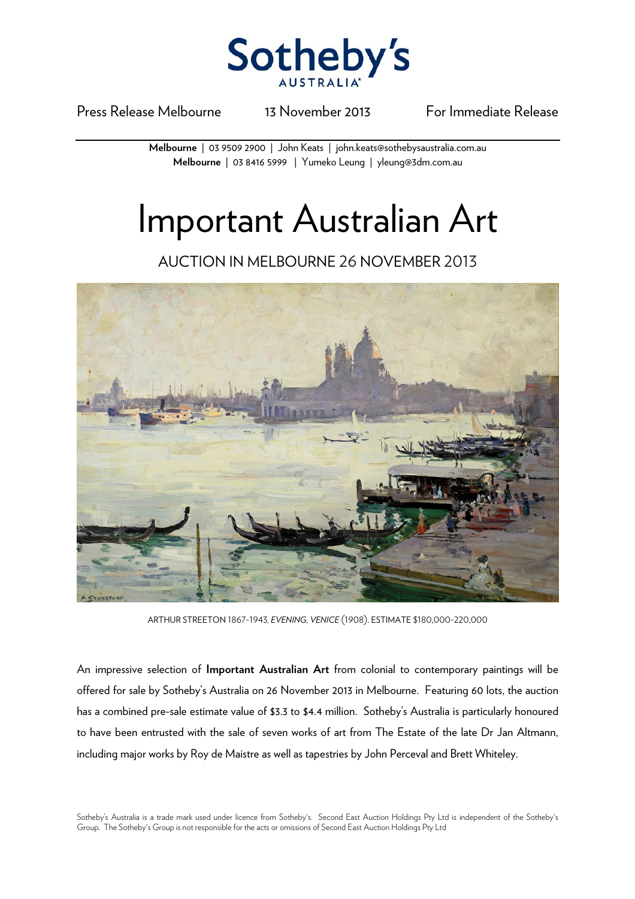Sotheby's AUSTRALIA

Press Release Melbourne | 13 November 2013 | For Immediate Release

**Melbourne** | 03 9509 2900 | John Keats | john.keats@sothebysaustralia.com.au
**Melbourne** | 03 8416 5999 | Yumeko Leung | yleung@3dm.com.au

# Important Australian Art

## AUCTION IN MELBOURNE 26 NOVEMBER 2013

ARTHUR STREETON 1867-1943, *EVENING, VENICE* (1908). ESTIMATE $180,000-220,000

An impressive selection of **Important Australian Art** from colonial to contemporary paintings will be offered for sale by Sotheby's Australia on 26 November 2013 in Melbourne. Featuring 60 lots, the auction has a combined pre-sale estimate value of $3.3 to $4.4 million. Sotheby's Australia is particularly honoured to have been entrusted with the sale of seven works of art from The Estate of the late Dr Jan Altmann, including major works by Roy de Maistre as well as tapestries by John Perceval and Brett Whiteley.

Sotheby's Australia is a trade mark used under licence from Sotheby's. Second East Auction Holdings Pty Ltd is independent of the Sotheby's Group. The Sotheby's Group is not responsible for the acts or omissions of Second East Auction Holdings Pty Ltd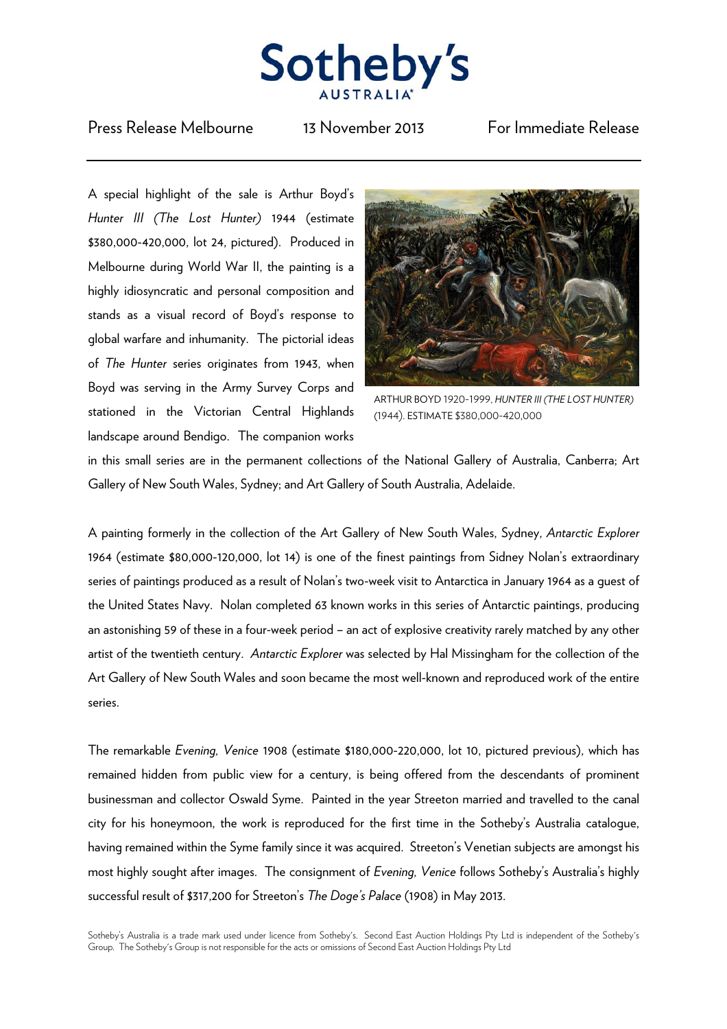Press Release Melbourne 13 November 2013 For Immediate Release

A special highlight of the sale is Arthur Boyd's *Hunter III (The Lost Hunter)* 1944 (estimate $380,000-420,000, lot 24, pictured). Produced in Melbourne during World War II, the painting is a highly idiosyncratic and personal composition and stands as a visual record of Boyd's response to global warfare and inhumanity. The pictorial ideas of *The Hunter* series originates from 1943, when Boyd was serving in the Army Survey Corps and stationed in the Victorian Central Highlands landscape around Bendigo. The companion works in this small series are in the permanent collections of the National Gallery of Australia, Canberra; Art Gallery of New South Wales, Sydney; and Art Gallery of South Australia, Adelaide.

ARTHUR BOYD 1920-1999, *HUNTER III (THE LOST HUNTER)* (1944). ESTIMATE $380,000-420,000

A painting formerly in the collection of the Art Gallery of New South Wales, Sydney, *Antarctic Explorer* 1964 (estimate $80,000-120,000, lot 14) is one of the finest paintings from Sidney Nolan's extraordinary series of paintings produced as a result of Nolan's two-week visit to Antarctica in January 1964 as a guest of the United States Navy. Nolan completed 63 known works in this series of Antarctic paintings, producing an astonishing 59 of these in a four-week period – an act of explosive creativity rarely matched by any other artist of the twentieth century. *Antarctic Explorer* was selected by Hal Missingham for the collection of the Art Gallery of New South Wales and soon became the most well-known and reproduced work of the entire series.

The remarkable *Evening, Venice* 1908 (estimate $180,000-220,000, lot 10, pictured previous), which has remained hidden from public view for a century, is being offered from the descendants of prominent businessman and collector Oswald Syme. Painted in the year Streeton married and travelled to the canal city for his honeymoon, the work is reproduced for the first time in the Sotheby's Australia catalogue, having remained within the Syme family since it was acquired. Streeton's Venetian subjects are amongst his most highly sought after images. The consignment of *Evening, Venice* follows Sotheby's Australia's highly successful result of $317,200 for Streeton's *The Doge's Palace* (1908) in May 2013.

Sotheby's Australia is a trade mark used under licence from Sotheby's. Second East Auction Holdings Pty Ltd is independent of the Sotheby's Group. The Sotheby's Group is not responsible for the acts or omissions of Second East Auction Holdings Pty Ltd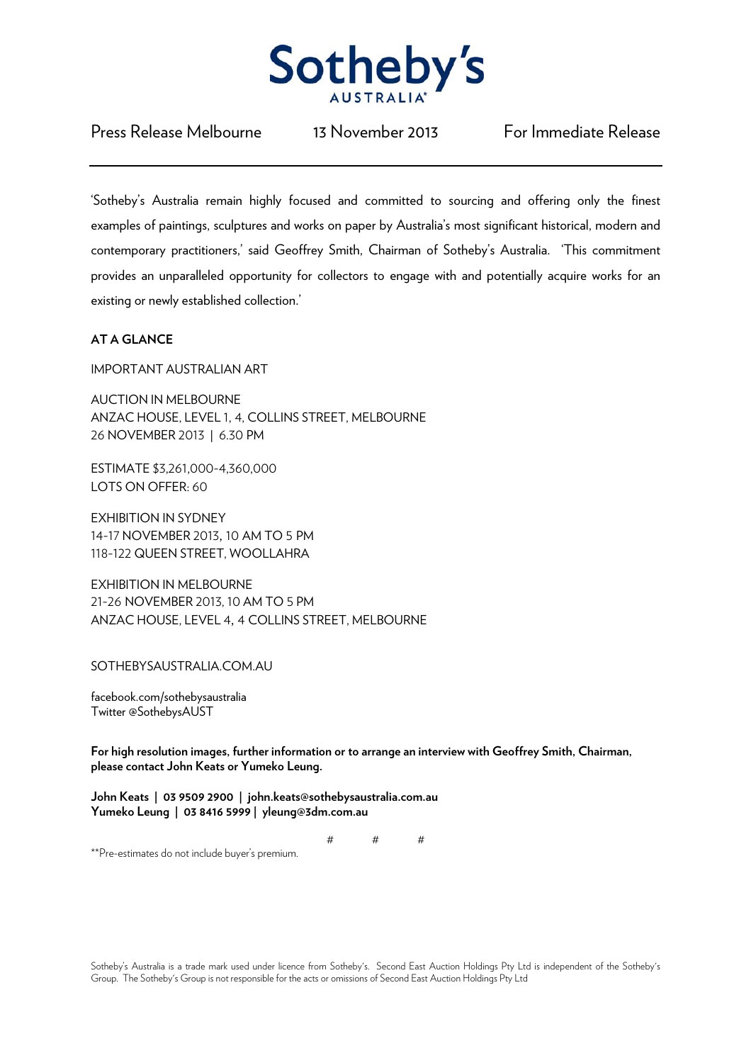Sotheby's AUSTRALIA

Press Release Melbourne 13 November 2013 For Immediate Release

---

'Sotheby's Australia remain highly focused and committed to sourcing and offering only the finest examples of paintings, sculptures and works on paper by Australia's most significant historical, modern and contemporary practitioners,' said Geoffrey Smith, Chairman of Sotheby's Australia. 'This commitment provides an unparalleled opportunity for collectors to engage with and potentially acquire works for an existing or newly established collection.'

**AT A GLANCE**

IMPORTANT AUSTRALIAN ART

AUCTION IN MELBOURNE
ANZAC HOUSE, LEVEL 1, 4, COLLINS STREET, MELBOURNE
26 NOVEMBER 2013 | 6.30 PM

ESTIMATE $3,261,000-4,360,000
LOTS ON OFFER: 60

EXHIBITION IN SYDNEY
14-17 NOVEMBER 2013, 10 AM TO 5 PM
118-122 QUEEN STREET, WOOLLAHRA

EXHIBITION IN MELBOURNE
21-26 NOVEMBER 2013, 10 AM TO 5 PM
ANZAC HOUSE, LEVEL 4, 4 COLLINS STREET, MELBOURNE

SOTHEBYSAUSTRALIA.COM.AU

facebook.com/sothebysaustralia
Twitter @SothebysAUST

**For high resolution images, further information or to arrange an interview with Geoffrey Smith, Chairman, please contact John Keats or Yumeko Leung.**

**John Keats | 03 9509 2900 | john.keats@sothebysaustralia.com.au**
**Yumeko Leung | 03 8416 5999 | yleung@3dm.com.au**

# # #

**Pre-estimates do not include buyer's premium.

Sotheby's Australia is a trade mark used under licence from Sotheby's. Second East Auction Holdings Pty Ltd is independent of the Sotheby's Group. The Sotheby's Group is not responsible for the acts or omissions of Second East Auction Holdings Pty Ltd